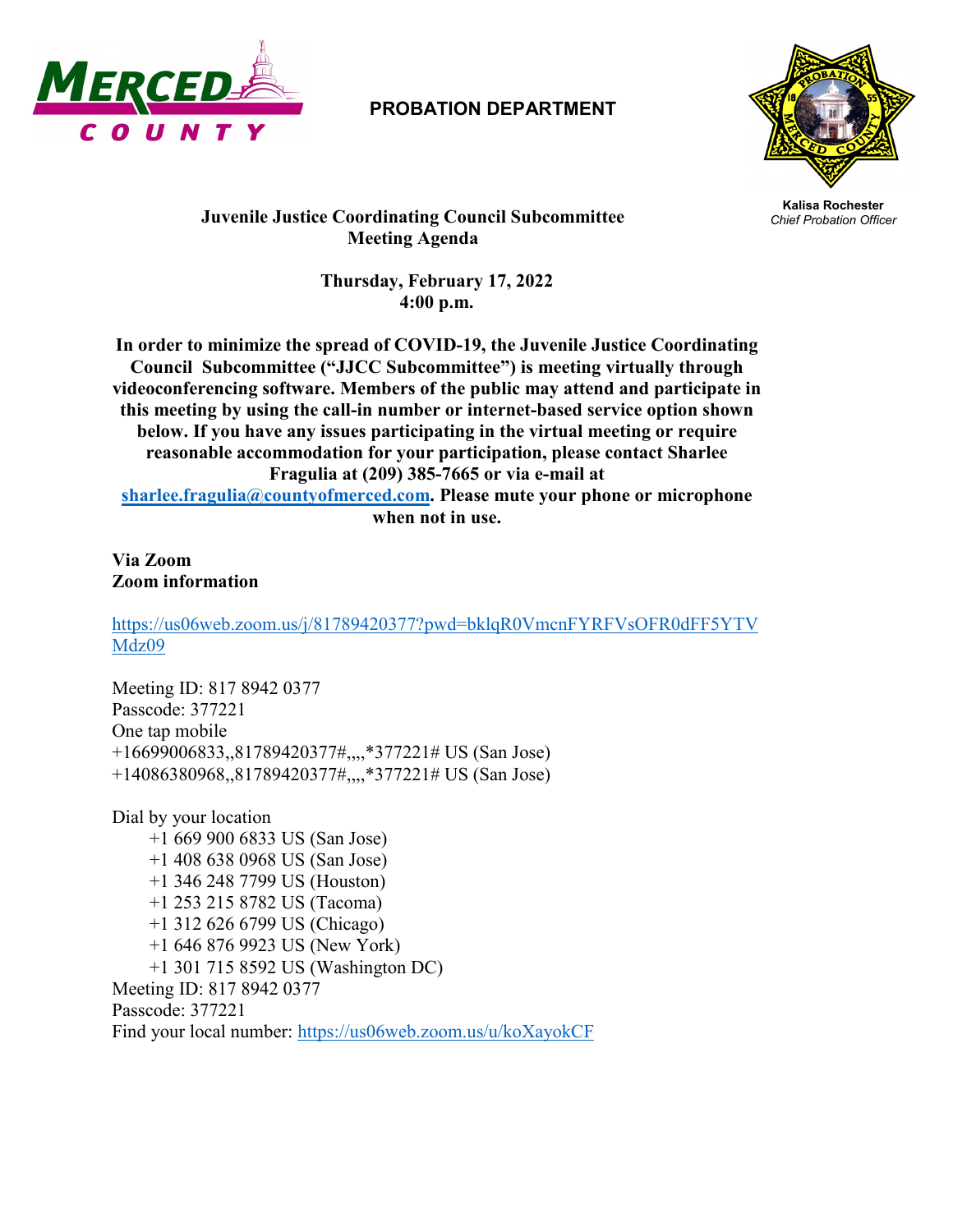MERCED COUNTY

**PROBATION DEPARTMENT**

**Kalisa Rochester**
*Chief Probation Officer*

# Juvenile Justice Coordinating Council Subcommittee Meeting Agenda

**Thursday, February 17, 2022**
**4:00 p.m.**

**In order to minimize the spread of COVID-19, the Juvenile Justice Coordinating Council Subcommittee ("JJCC Subcommittee") is meeting virtually through videoconferencing software. Members of the public may attend and participate in this meeting by using the call-in number or internet-based service option shown below. If you have any issues participating in the virtual meeting or require reasonable accommodation for your participation, please contact Sharlee Fragulia at (209) 385-7665 or via e-mail at sharlee.fragulia@countyofmerced.com. Please mute your phone or microphone when not in use.**

**Via Zoom**
**Zoom information**

https://us06web.zoom.us/j/81789420377?pwd=bklqR0VmcnFYRFVsOFR0dFF5YTVMdz09

Meeting ID: 817 8942 0377
Passcode: 377221
One tap mobile
+16699006833,,81789420377#,,,,*377221# US (San Jose)
+14086380968,,81789420377#,,,,*377221# US (San Jose)

Dial by your location
- +1 669 900 6833 US (San Jose)
- +1 408 638 0968 US (San Jose)
- +1 346 248 7799 US (Houston)
- +1 253 215 8782 US (Tacoma)
- +1 312 626 6799 US (Chicago)
- +1 646 876 9923 US (New York)
- +1 301 715 8592 US (Washington DC)

Meeting ID: 817 8942 0377
Passcode: 377221
Find your local number: https://us06web.zoom.us/u/koXayokCF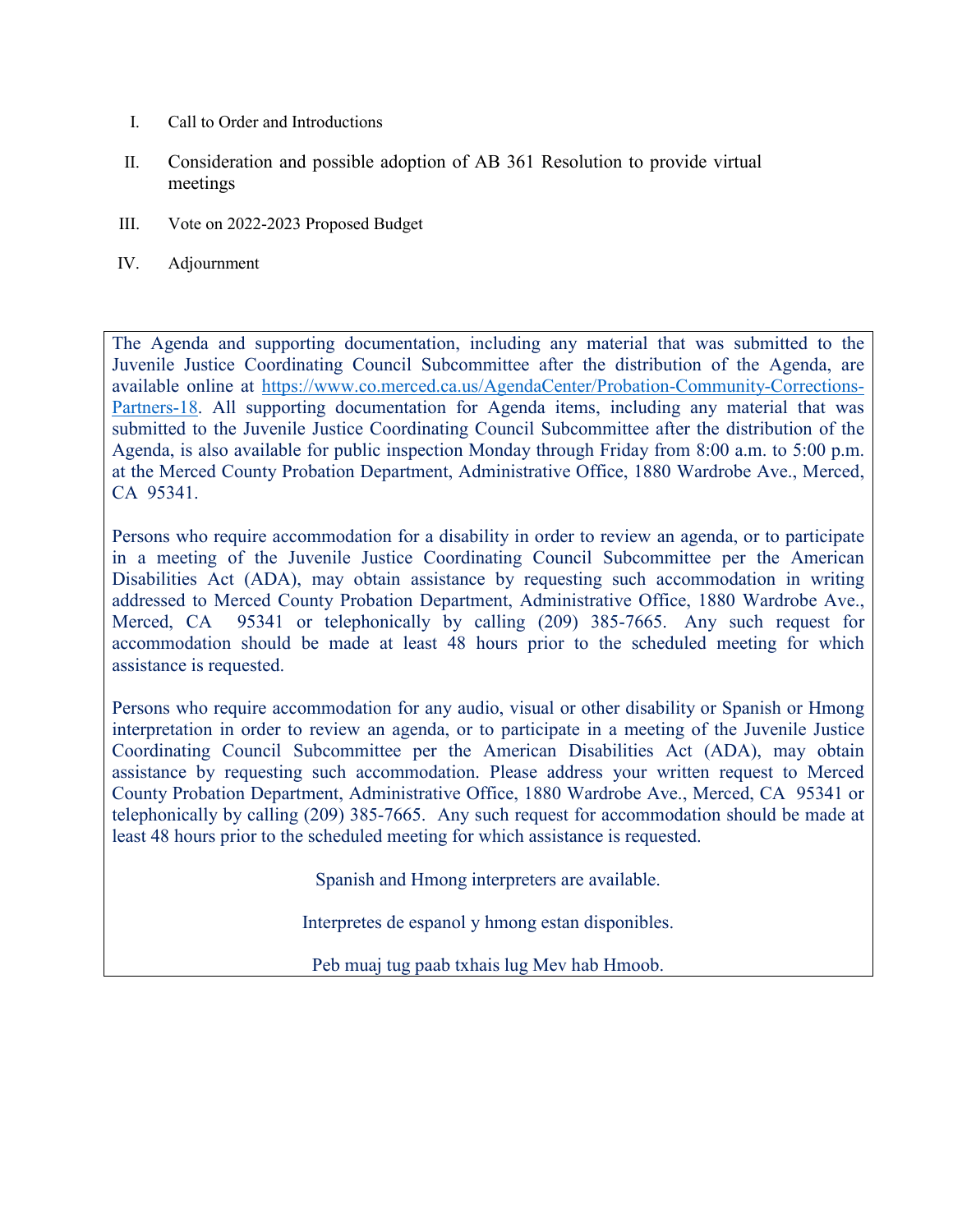I. Call to Order and Introductions

II. Consideration and possible adoption of AB 361 Resolution to provide virtual meetings

III. Vote on 2022-2023 Proposed Budget

IV. Adjournment

The Agenda and supporting documentation, including any material that was submitted to the Juvenile Justice Coordinating Council Subcommittee after the distribution of the Agenda, are available online at [https://www.co.merced.ca.us/AgendaCenter/Probation-Community-Corrections-Partners-18](https://www.co.merced.ca.us/AgendaCenter/Probation-Community-Corrections-Partners-18). All supporting documentation for Agenda items, including any material that was submitted to the Juvenile Justice Coordinating Council Subcommittee after the distribution of the Agenda, is also available for public inspection Monday through Friday from 8:00 a.m. to 5:00 p.m. at the Merced County Probation Department, Administrative Office, 1880 Wardrobe Ave., Merced, CA 95341.

Persons who require accommodation for a disability in order to review an agenda, or to participate in a meeting of the Juvenile Justice Coordinating Council Subcommittee per the American Disabilities Act (ADA), may obtain assistance by requesting such accommodation in writing addressed to Merced County Probation Department, Administrative Office, 1880 Wardrobe Ave., Merced, CA 95341 or telephonically by calling (209) 385-7665. Any such request for accommodation should be made at least 48 hours prior to the scheduled meeting for which assistance is requested.

Persons who require accommodation for any audio, visual or other disability or Spanish or Hmong interpretation in order to review an agenda, or to participate in a meeting of the Juvenile Justice Coordinating Council Subcommittee per the American Disabilities Act (ADA), may obtain assistance by requesting such accommodation. Please address your written request to Merced County Probation Department, Administrative Office, 1880 Wardrobe Ave., Merced, CA 95341 or telephonically by calling (209) 385-7665. Any such request for accommodation should be made at least 48 hours prior to the scheduled meeting for which assistance is requested.

Spanish and Hmong interpreters are available.

Interpretes de espanol y hmong estan disponibles.

Peb muaj tug paab txhais lug Mev hab Hmoob.